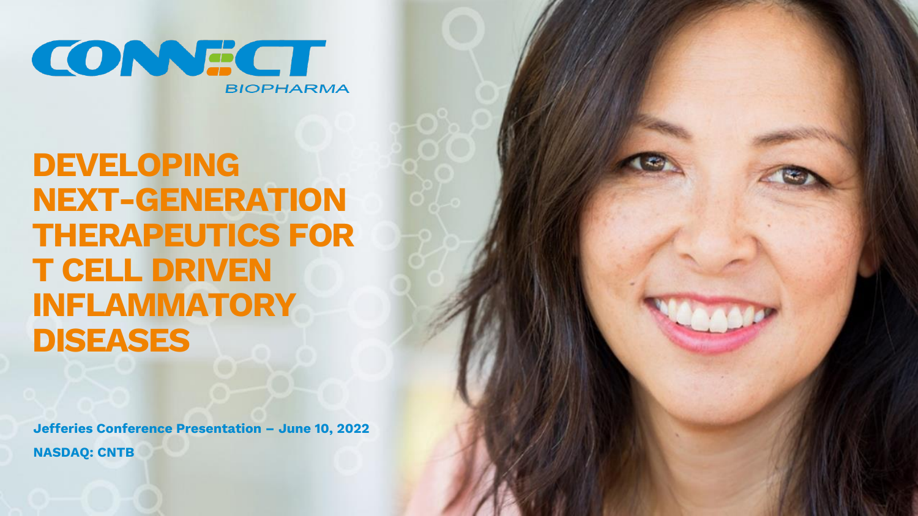CONNECT BIOPHARMA

# DEVELOPING NEXT-GENERATION THERAPEUTICS FOR T CELL DRIVEN INFLAMMATORY DISEASES

**Jefferies Conference Presentation – June 10, 2022**

**NASDAQ: CNTB**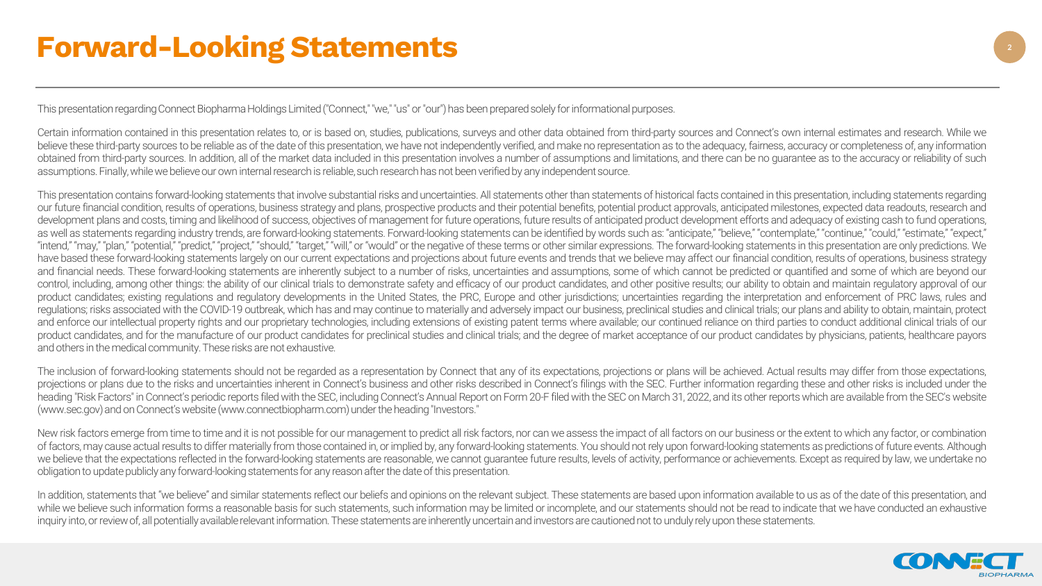# Forward-Looking Statements

This presentation regarding Connect Biopharma Holdings Limited ("Connect," "we," "us" or "our") has been prepared solely for informational purposes.

Certain information contained in this presentation relates to, or is based on, studies, publications, surveys and other data obtained from third-party sources and Connect's own internal estimates and research. While we believe these third-party sources to be reliable as of the date of this presentation, we have not independently verified, and make no representation as to the adequacy, fairness, accuracy or completeness of, any information obtained from third-party sources. In addition, all of the market data included in this presentation involves a number of assumptions and limitations, and there can be no guarantee as to the accuracy or reliability of such assumptions. Finally, while we believe our own internal research is reliable, such research has not been verified by any independent source.

This presentation contains forward-looking statements that involve substantial risks and uncertainties. All statements other than statements of historical facts contained in this presentation, including statements regarding our future financial condition, results of operations, business strategy and plans, prospective products and their potential benefits, potential product approvals, anticipated milestones, expected data readouts, research and development plans and costs, timing and likelihood of success, objectives of management for future operations, future results of anticipated product development efforts and adequacy of existing cash to fund operations, as well as statements regarding industry trends, are forward-looking statements. Forward-looking statements can be identified by words such as: "anticipate," "believe," "contemplate," "continue," "could," "estimate," "expect," "intend," "may," "plan," "potential," "predict," "project," "should," "target," "will," or "would" or the negative of these terms or other similar expressions. The forward-looking statements in this presentation are only predictions. We have based these forward-looking statements largely on our current expectations and projections about future events and trends that we believe may affect our financial condition, results of operations, business strategy and financial needs. These forward-looking statements are inherently subject to a number of risks, uncertainties and assumptions, some of which cannot be predicted or quantified and some of which are beyond our control, including, among other things: the ability of our clinical trials to demonstrate safety and efficacy of our product candidates, and other positive results; our ability to obtain and maintain regulatory approval of our product candidates; existing regulations and regulatory developments in the United States, the PRC, Europe and other jurisdictions; uncertainties regarding the interpretation and enforcement of PRC laws, rules and regulations; risks associated with the COVID-19 outbreak, which has and may continue to materially and adversely impact our business, preclinical studies and clinical trials; our plans and ability to obtain, maintain, protect and enforce our intellectual property rights and our proprietary technologies, including extensions of existing patent terms where available; our continued reliance on third parties to conduct additional clinical trials of our product candidates, and for the manufacture of our product candidates for preclinical studies and clinical trials; and the degree of market acceptance of our product candidates by physicians, patients, healthcare payors and others in the medical community. These risks are not exhaustive.

The inclusion of forward-looking statements should not be regarded as a representation by Connect that any of its expectations, projections or plans will be achieved. Actual results may differ from those expectations, projections or plans due to the risks and uncertainties inherent in Connect's business and other risks described in Connect's filings with the SEC. Further information regarding these and other risks is included under the heading "Risk Factors" in Connect's periodic reports filed with the SEC, including Connect's Annual Report on Form 20-F filed with the SEC on March 31, 2022, and its other reports which are available from the SEC's website (www.sec.gov) and on Connect's website (www.connectbiopharm.com) under the heading "Investors."

New risk factors emerge from time to time and it is not possible for our management to predict all risk factors, nor can we assess the impact of all factors on our business or the extent to which any factor, or combination of factors, may cause actual results to differ materially from those contained in, or implied by, any forward-looking statements. You should not rely upon forward-looking statements as predictions of future events. Although we believe that the expectations reflected in the forward-looking statements are reasonable, we cannot guarantee future results, levels of activity, performance or achievements. Except as required by law, we undertake no obligation to update publicly any forward-looking statements for any reason after the date of this presentation.

In addition, statements that "we believe" and similar statements reflect our beliefs and opinions on the relevant subject. These statements are based upon information available to us as of the date of this presentation, and while we believe such information forms a reasonable basis for such statements, such information may be limited or incomplete, and our statements should not be read to indicate that we have conducted an exhaustive inquiry into, or review of, all potentially available relevant information. These statements are inherently uncertain and investors are cautioned not to unduly rely upon these statements.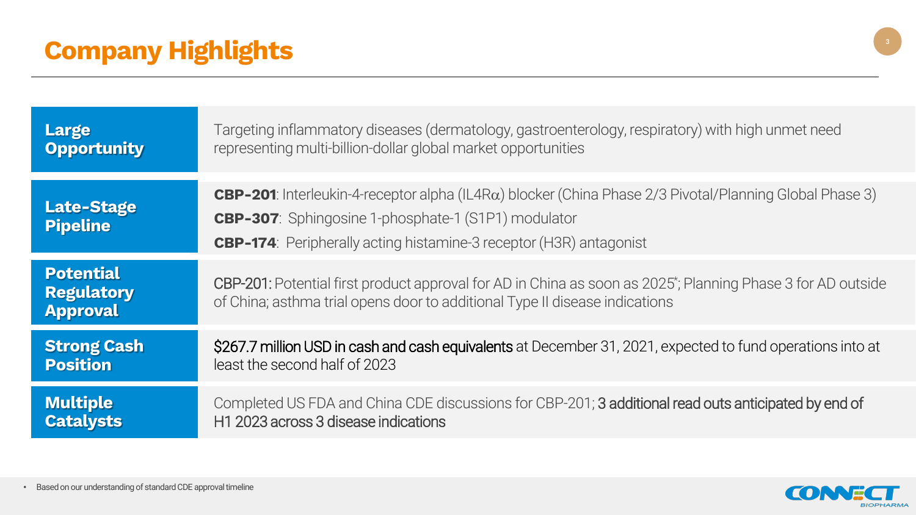# Company Highlights

| | |
|---|---|
| **Large Opportunity** | Targeting inflammatory diseases (dermatology, gastroenterology, respiratory) with high unmet need representing multi-billion-dollar global market opportunities |
| **Late-Stage Pipeline** | **CBP-201**: Interleukin-4-receptor alpha (IL4Rα) blocker (China Phase 2/3 Pivotal/Planning Global Phase 3)<br>**CBP-307**: Sphingosine 1-phosphate-1 (S1P1) modulator<br>**CBP-174**: Peripherally acting histamine-3 receptor (H3R) antagonist |
| **Potential Regulatory Approval** | CBP-201: Potential first product approval for AD in China as soon as 2025*; Planning Phase 3 for AD outside of China; asthma trial opens door to additional Type II disease indications |
| **Strong Cash Position** | $267.7 million USD in cash and cash equivalents at December 31, 2021, expected to fund operations into at least the second half of 2023 |
| **Multiple Catalysts** | Completed US FDA and China CDE discussions for CBP-201; 3 additional read outs anticipated by end of H1 2023 across 3 disease indications |

- Based on our understanding of standard CDE approval timeline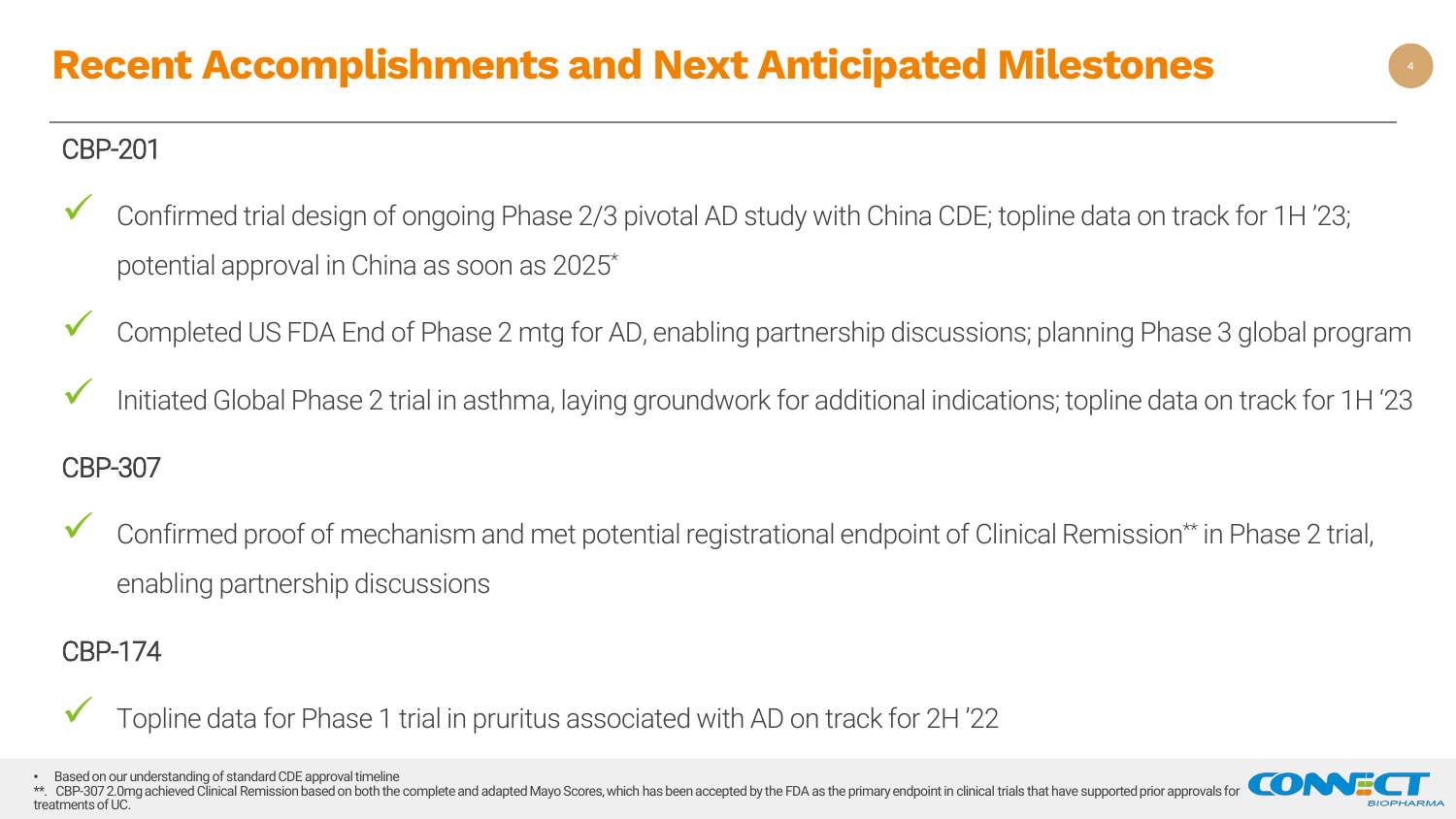# Recent Accomplishments and Next Anticipated Milestones

## CBP-201

- ✓ Confirmed trial design of ongoing Phase 2/3 pivotal AD study with China CDE; topline data on track for 1H '23; potential approval in China as soon as 2025*
- ✓ Completed US FDA End of Phase 2 mtg for AD, enabling partnership discussions; planning Phase 3 global program
- ✓ Initiated Global Phase 2 trial in asthma, laying groundwork for additional indications; topline data on track for 1H '23

## CBP-307

- ✓ Confirmed proof of mechanism and met potential registrational endpoint of Clinical Remission** in Phase 2 trial, enabling partnership discussions

## CBP-174

- ✓ Topline data for Phase 1 trial in pruritus associated with AD on track for 2H '22

* Based on our understanding of standard CDE approval timeline

**. CBP-307 2.0mg achieved Clinical Remission based on both the complete and adapted Mayo Scores, which has been accepted by the FDA as the primary endpoint in clinical trials that have supported prior approvals for treatments of UC.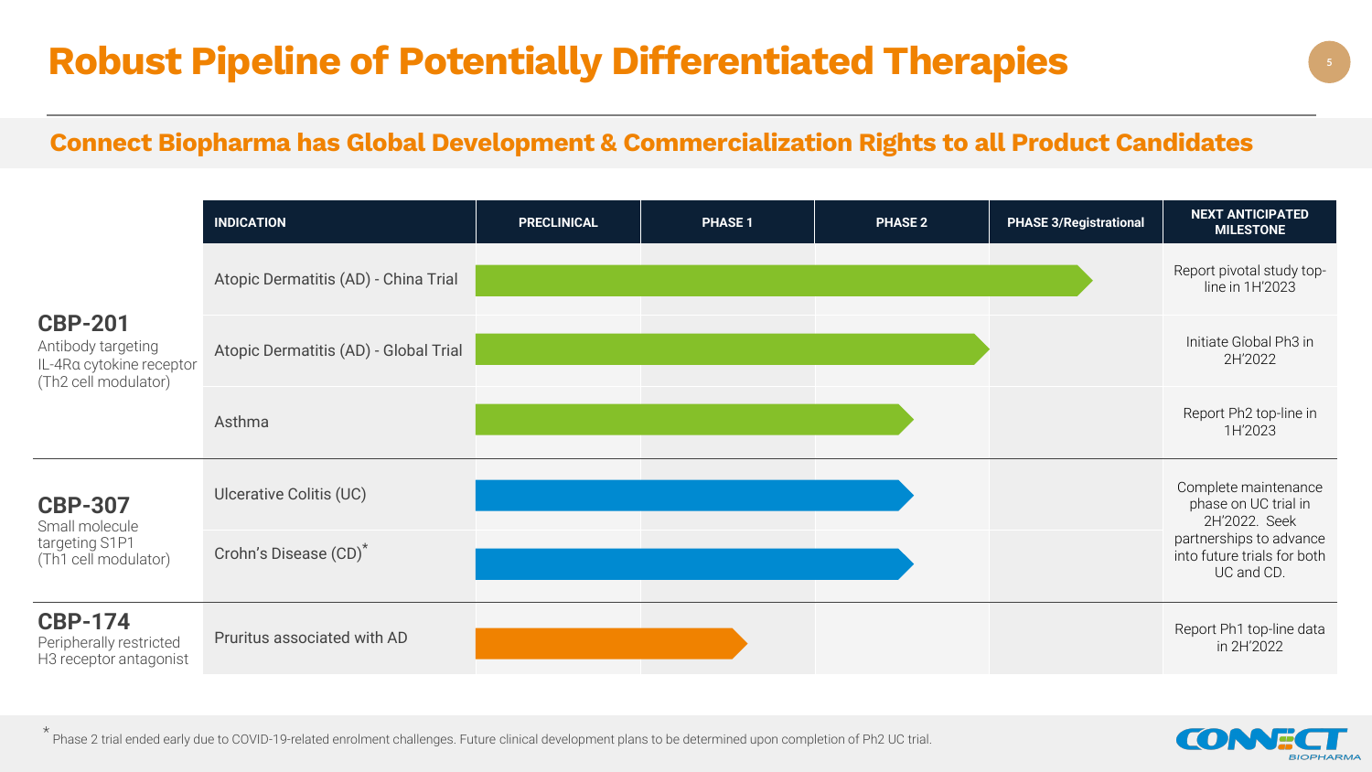# Robust Pipeline of Potentially Differentiated Therapies

## Connect Biopharma has Global Development & Commercialization Rights to all Product Candidates

| Product Candidate | INDICATION | PRECLINICAL | PHASE 1 | PHASE 2 | PHASE 3/Registrational | NEXT ANTICIPATED MILESTONE |
|---|---|---|---|---|---|---|
| **CBP-201** Antibody targeting IL-4Rα cytokine receptor (Th2 cell modulator) | Atopic Dermatitis (AD) - China Trial | ■ | ■ | ■ | ■ | Report pivotal study top-line in 1H'2023 |
| | Atopic Dermatitis (AD) - Global Trial | ■ | ■ | ■ | | Initiate Global Ph3 in 2H'2022 |
| | Asthma | ■ | ■ | ■ | | Report Ph2 top-line in 1H'2023 |
| **CBP-307** Small molecule targeting S1P1 (Th1 cell modulator) | Ulcerative Colitis (UC) | ■ | ■ | ■ | | Complete maintenance phase on UC trial in 2H'2022. Seek partnerships to advance into future trials for both UC and CD. |
| | Crohn's Disease (CD)* | ■ | ■ | ■ | | |
| **CBP-174** Peripherally restricted H3 receptor antagonist | Pruritus associated with AD | ■ | ■ | | | Report Ph1 top-line data in 2H'2022 |

\* Phase 2 trial ended early due to COVID-19-related enrolment challenges. Future clinical development plans to be determined upon completion of Ph2 UC trial.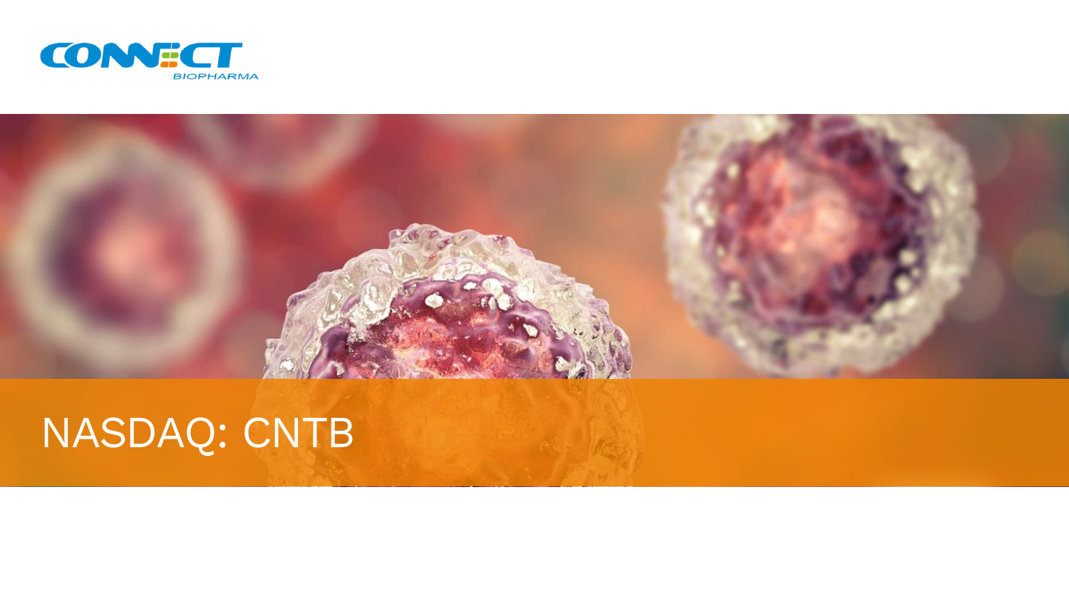CONNECT BIOPHARMA

NASDAQ: CNTB